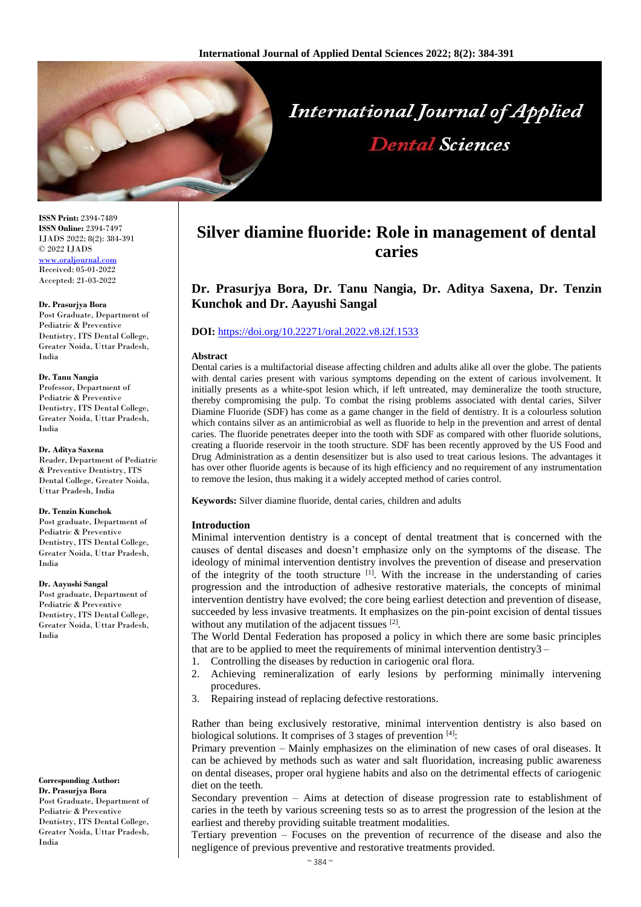# Silver diamine fluoride: Role in management of dental caries

**Dr. Prasurjya Bora, Dr. Tanu Nangia, Dr. Aditya Saxena, Dr. Tenzin Kunchok and Dr. Aayushi Sangal**

**DOI:** https://doi.org/10.22271/oral.2022.v8.i2f.1533

**ISSN Print:** 2394-7489
**ISSN Online:** 2394-7497
IJADS 2022; 8(2): 384-391
© 2022 IJADS
www.oraljournal.com
Received: 05-01-2022
Accepted: 21-03-2022

**Dr. Prasurjya Bora**
Post Graduate, Department of Pediatric & Preventive Dentistry, ITS Dental College, Greater Noida, Uttar Pradesh, India

**Dr. Tanu Nangia**
Professor, Department of Pediatric & Preventive Dentistry, ITS Dental College, Greater Noida, Uttar Pradesh, India

**Dr. Aditya Saxena**
Reader, Department of Pediatric & Preventive Dentistry, ITS Dental College, Greater Noida, Uttar Pradesh, India

**Dr. Tenzin Kunchok**
Post graduate, Department of Pediatric & Preventive Dentistry, ITS Dental College, Greater Noida, Uttar Pradesh, India

**Dr. Aayushi Sangal**
Post graduate, Department of Pediatric & Preventive Dentistry, ITS Dental College, Greater Noida, Uttar Pradesh, India

**Corresponding Author:**
**Dr. Prasurjya Bora**
Post Graduate, Department of Pediatric & Preventive Dentistry, ITS Dental College, Greater Noida, Uttar Pradesh, India

## Abstract

Dental caries is a multifactorial disease affecting children and adults alike all over the globe. The patients with dental caries present with various symptoms depending on the extent of carious involvement. It initially presents as a white-spot lesion which, if left untreated, may demineralize the tooth structure, thereby compromising the pulp. To combat the rising problems associated with dental caries, Silver Diamine Fluoride (SDF) has come as a game changer in the field of dentistry. It is a colourless solution which contains silver as an antimicrobial as well as fluoride to help in the prevention and arrest of dental caries. The fluoride penetrates deeper into the tooth with SDF as compared with other fluoride solutions, creating a fluoride reservoir in the tooth structure. SDF has been recently approved by the US Food and Drug Administration as a dentin desensitizer but is also used to treat carious lesions. The advantages it has over other fluoride agents is because of its high efficiency and no requirement of any instrumentation to remove the lesion, thus making it a widely accepted method of caries control.

**Keywords:** Silver diamine fluoride, dental caries, children and adults

## Introduction

Minimal intervention dentistry is a concept of dental treatment that is concerned with the causes of dental diseases and doesn't emphasize only on the symptoms of the disease. The ideology of minimal intervention dentistry involves the prevention of disease and preservation of the integrity of the tooth structure [1]. With the increase in the understanding of caries progression and the introduction of adhesive restorative materials, the concepts of minimal intervention dentistry have evolved; the core being earliest detection and prevention of disease, succeeded by less invasive treatments. It emphasizes on the pin-point excision of dental tissues without any mutilation of the adjacent tissues [2].

The World Dental Federation has proposed a policy in which there are some basic principles that are to be applied to meet the requirements of minimal intervention dentistry3 –

1. Controlling the diseases by reduction in cariogenic oral flora.
2. Achieving remineralization of early lesions by performing minimally intervening procedures.
3. Repairing instead of replacing defective restorations.

Rather than being exclusively restorative, minimal intervention dentistry is also based on biological solutions. It comprises of 3 stages of prevention [4]:

Primary prevention – Mainly emphasizes on the elimination of new cases of oral diseases. It can be achieved by methods such as water and salt fluoridation, increasing public awareness on dental diseases, proper oral hygiene habits and also on the detrimental effects of cariogenic diet on the teeth.

Secondary prevention – Aims at detection of disease progression rate to establishment of caries in the teeth by various screening tests so as to arrest the progression of the lesion at the earliest and thereby providing suitable treatment modalities.

Tertiary prevention – Focuses on the prevention of recurrence of the disease and also the negligence of previous preventive and restorative treatments provided.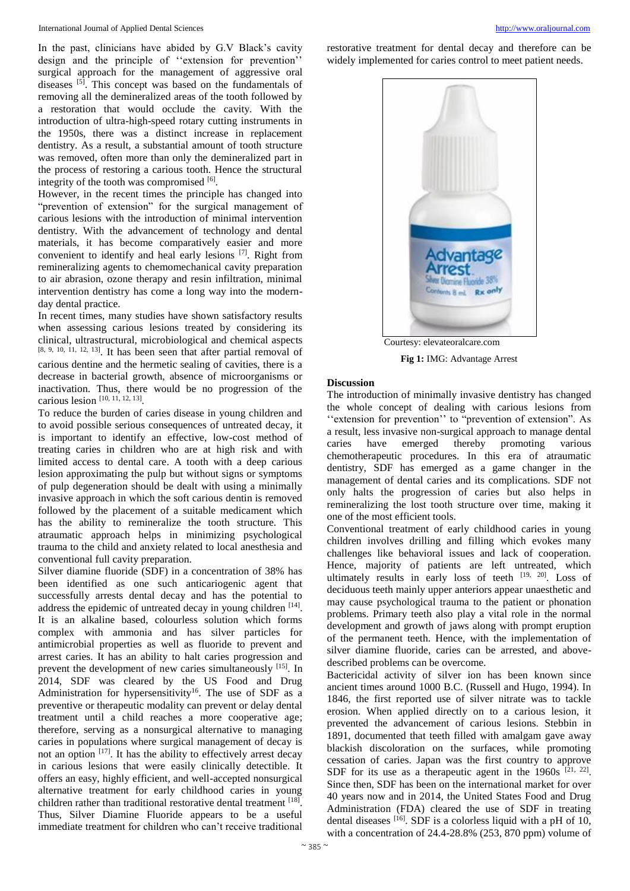In the past, clinicians have abided by G.V Black's cavity design and the principle of ''extension for prevention'' surgical approach for the management of aggressive oral diseases [5]. This concept was based on the fundamentals of removing all the demineralized areas of the tooth followed by a restoration that would occlude the cavity. With the introduction of ultra-high-speed rotary cutting instruments in the 1950s, there was a distinct increase in replacement dentistry. As a result, a substantial amount of tooth structure was removed, often more than only the demineralized part in the process of restoring a carious tooth. Hence the structural integrity of the tooth was compromised [6].

However, in the recent times the principle has changed into "prevention of extension" for the surgical management of carious lesions with the introduction of minimal intervention dentistry. With the advancement of technology and dental materials, it has become comparatively easier and more convenient to identify and heal early lesions [7]. Right from remineralizing agents to chemomechanical cavity preparation to air abrasion, ozone therapy and resin infiltration, minimal intervention dentistry has come a long way into the modern-day dental practice.

In recent times, many studies have shown satisfactory results when assessing carious lesions treated by considering its clinical, ultrastructural, microbiological and chemical aspects [8, 9, 10, 11, 12, 13]. It has been seen that after partial removal of carious dentine and the hermetic sealing of cavities, there is a decrease in bacterial growth, absence of microorganisms or inactivation. Thus, there would be no progression of the carious lesion [10, 11, 12, 13].

To reduce the burden of caries disease in young children and to avoid possible serious consequences of untreated decay, it is important to identify an effective, low-cost method of treating caries in children who are at high risk and with limited access to dental care. A tooth with a deep carious lesion approximating the pulp but without signs or symptoms of pulp degeneration should be dealt with using a minimally invasive approach in which the soft carious dentin is removed followed by the placement of a suitable medicament which has the ability to remineralize the tooth structure. This atraumatic approach helps in minimizing psychological trauma to the child and anxiety related to local anesthesia and conventional full cavity preparation.

Silver diamine fluoride (SDF) in a concentration of 38% has been identified as one such anticariogenic agent that successfully arrests dental decay and has the potential to address the epidemic of untreated decay in young children [14]. It is an alkaline based, colourless solution which forms complex with ammonia and has silver particles for antimicrobial properties as well as fluoride to prevent and arrest caries. It has an ability to halt caries progression and prevent the development of new caries simultaneously [15]. In 2014, SDF was cleared by the US Food and Drug Administration for hypersensitivity[16]. The use of SDF as a preventive or therapeutic modality can prevent or delay dental treatment until a child reaches a more cooperative age; therefore, serving as a nonsurgical alternative to managing caries in populations where surgical management of decay is not an option [17]. It has the ability to effectively arrest decay in carious lesions that were easily clinically detectible. It offers an easy, highly efficient, and well-accepted nonsurgical alternative treatment for early childhood caries in young children rather than traditional restorative dental treatment [18]. Thus, Silver Diamine Fluoride appears to be a useful immediate treatment for children who can't receive traditional restorative treatment for dental decay and therefore can be widely implemented for caries control to meet patient needs.

Courtesy: elevateoralcare.com

**Fig 1:** IMG: Advantage Arrest

## Discussion

The introduction of minimally invasive dentistry has changed the whole concept of dealing with carious lesions from ''extension for prevention'' to "prevention of extension". As a result, less invasive non-surgical approach to manage dental caries have emerged thereby promoting various chemotherapeutic procedures. In this era of atraumatic dentistry, SDF has emerged as a game changer in the management of dental caries and its complications. SDF not only halts the progression of caries but also helps in remineralizing the lost tooth structure over time, making it one of the most efficient tools.

Conventional treatment of early childhood caries in young children involves drilling and filling which evokes many challenges like behavioral issues and lack of cooperation. Hence, majority of patients are left untreated, which ultimately results in early loss of teeth [19, 20]. Loss of deciduous teeth mainly upper anteriors appear unaesthetic and may cause psychological trauma to the patient or phonation problems. Primary teeth also play a vital role in the normal development and growth of jaws along with prompt eruption of the permanent teeth. Hence, with the implementation of silver diamine fluoride, caries can be arrested, and above-described problems can be overcome.

Bactericidal activity of silver ion has been known since ancient times around 1000 B.C. (Russell and Hugo, 1994). In 1846, the first reported use of silver nitrate was to tackle erosion. When applied directly on to a carious lesion, it prevented the advancement of carious lesions. Stebbin in 1891, documented that teeth filled with amalgam gave away blackish discoloration on the surfaces, while promoting cessation of caries. Japan was the first country to approve SDF for its use as a therapeutic agent in the 1960s [21, 22]. Since then, SDF has been on the international market for over 40 years now and in 2014, the United States Food and Drug Administration (FDA) cleared the use of SDF in treating dental diseases [16]. SDF is a colorless liquid with a pH of 10, with a concentration of 24.4-28.8% (253, 870 ppm) volume of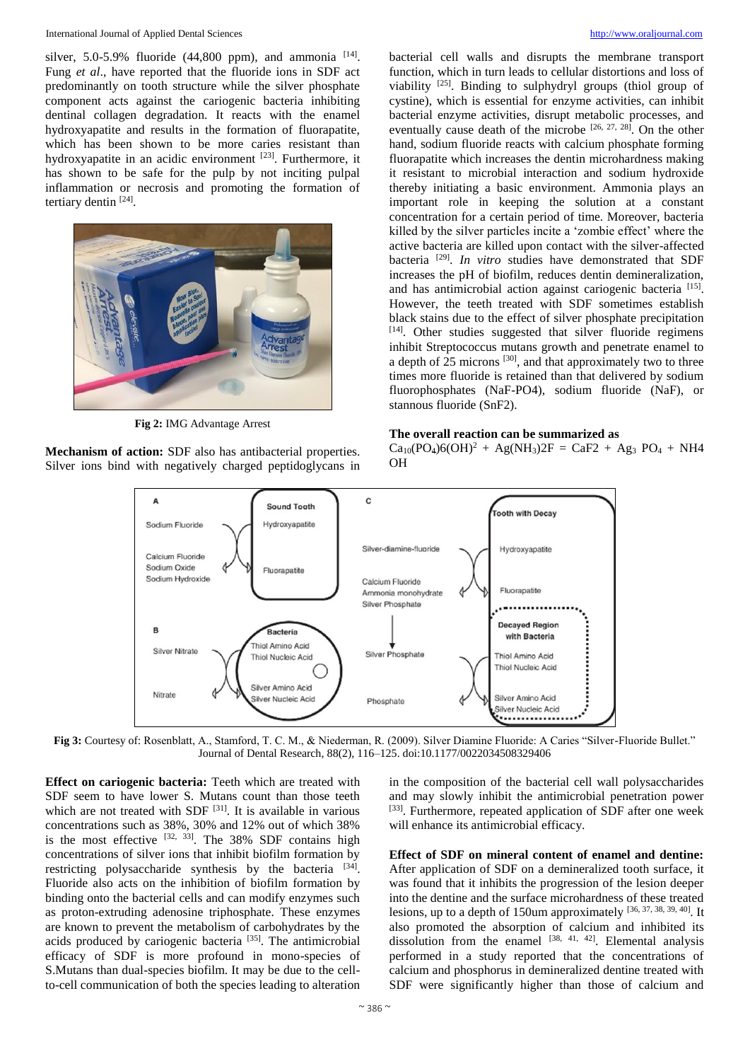silver, 5.0-5.9% fluoride (44,800 ppm), and ammonia [14]. Fung *et al*., have reported that the fluoride ions in SDF act predominantly on tooth structure while the silver phosphate component acts against the cariogenic bacteria inhibiting dentinal collagen degradation. It reacts with the enamel hydroxyapatite and results in the formation of fluorapatite, which has been shown to be more caries resistant than hydroxyapatite in an acidic environment [23]. Furthermore, it has shown to be safe for the pulp by not inciting pulpal inflammation or necrosis and promoting the formation of tertiary dentin [24].

**Fig 2:** IMG Advantage Arrest

**Mechanism of action:** SDF also has antibacterial properties. Silver ions bind with negatively charged peptidoglycans in bacterial cell walls and disrupts the membrane transport function, which in turn leads to cellular distortions and loss of viability [25]. Binding to sulphydryl groups (thiol group of cystine), which is essential for enzyme activities, can inhibit bacterial enzyme activities, disrupt metabolic processes, and eventually cause death of the microbe [26, 27, 28]. On the other hand, sodium fluoride reacts with calcium phosphate forming fluorapatite which increases the dentin microhardness making it resistant to microbial interaction and sodium hydroxide thereby initiating a basic environment. Ammonia plays an important role in keeping the solution at a constant concentration for a certain period of time. Moreover, bacteria killed by the silver particles incite a 'zombie effect' where the active bacteria are killed upon contact with the silver-affected bacteria [29]. *In vitro* studies have demonstrated that SDF increases the pH of biofilm, reduces dentin demineralization, and has antimicrobial action against cariogenic bacteria [15]. However, the teeth treated with SDF sometimes establish black stains due to the effect of silver phosphate precipitation [14]. Other studies suggested that silver fluoride regimens inhibit Streptococcus mutans growth and penetrate enamel to a depth of 25 microns [30], and that approximately two to three times more fluoride is retained than that delivered by sodium fluorophosphates (NaF-PO4), sodium fluoride (NaF), or stannous fluoride (SnF2).

**The overall reaction can be summarized as**

$Ca_{10}(PO_4)6(OH)^2 + Ag(NH_3)2F = CaF2 + Ag_3\ PO_4 + NH4\ OH$

**Fig 3:** Courtesy of: Rosenblatt, A., Stamford, T. C. M., & Niederman, R. (2009). Silver Diamine Fluoride: A Caries "Silver-Fluoride Bullet." Journal of Dental Research, 88(2), 116–125. doi:10.1177/0022034508329406

**Effect on cariogenic bacteria:** Teeth which are treated with SDF seem to have lower S. Mutans count than those teeth which are not treated with SDF [31]. It is available in various concentrations such as 38%, 30% and 12% out of which 38% is the most effective [32, 33]. The 38% SDF contains high concentrations of silver ions that inhibit biofilm formation by restricting polysaccharide synthesis by the bacteria [34]. Fluoride also acts on the inhibition of biofilm formation by binding onto the bacterial cells and can modify enzymes such as proton-extruding adenosine triphosphate. These enzymes are known to prevent the metabolism of carbohydrates by the acids produced by cariogenic bacteria [35]. The antimicrobial efficacy of SDF is more profound in mono-species of S.Mutans than dual-species biofilm. It may be due to the cell-to-cell communication of both the species leading to alteration in the composition of the bacterial cell wall polysaccharides and may slowly inhibit the antimicrobial penetration power [33]. Furthermore, repeated application of SDF after one week will enhance its antimicrobial efficacy.

**Effect of SDF on mineral content of enamel and dentine:** After application of SDF on a demineralized tooth surface, it was found that it inhibits the progression of the lesion deeper into the dentine and the surface microhardness of these treated lesions, up to a depth of 150um approximately [36, 37, 38, 39, 40]. It also promoted the absorption of calcium and inhibited its dissolution from the enamel [38, 41, 42]. Elemental analysis performed in a study reported that the concentrations of calcium and phosphorus in demineralized dentine treated with SDF were significantly higher than those of calcium and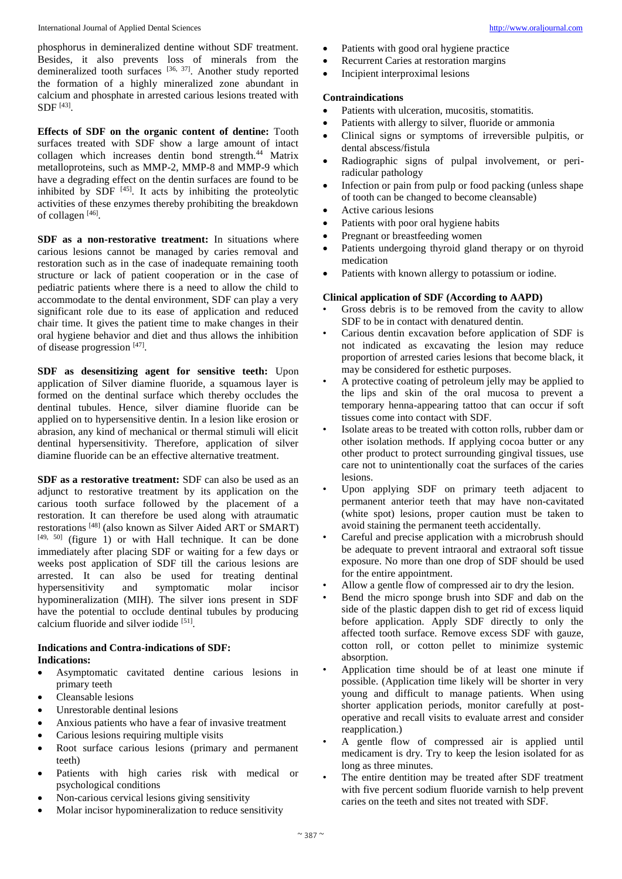phosphorus in demineralized dentine without SDF treatment. Besides, it also prevents loss of minerals from the demineralized tooth surfaces [36, 37]. Another study reported the formation of a highly mineralized zone abundant in calcium and phosphate in arrested carious lesions treated with SDF [43].

**Effects of SDF on the organic content of dentine:** Tooth surfaces treated with SDF show a large amount of intact collagen which increases dentin bond strength.[44] Matrix metalloproteins, such as MMP-2, MMP-8 and MMP-9 which have a degrading effect on the dentin surfaces are found to be inhibited by SDF [45]. It acts by inhibiting the proteolytic activities of these enzymes thereby prohibiting the breakdown of collagen [46].

**SDF as a non-restorative treatment:** In situations where carious lesions cannot be managed by caries removal and restoration such as in the case of inadequate remaining tooth structure or lack of patient cooperation or in the case of pediatric patients where there is a need to allow the child to accommodate to the dental environment, SDF can play a very significant role due to its ease of application and reduced chair time. It gives the patient time to make changes in their oral hygiene behavior and diet and thus allows the inhibition of disease progression [47].

**SDF as desensitizing agent for sensitive teeth:** Upon application of Silver diamine fluoride, a squamous layer is formed on the dentinal surface which thereby occludes the dentinal tubules. Hence, silver diamine fluoride can be applied on to hypersensitive dentin. In a lesion like erosion or abrasion, any kind of mechanical or thermal stimuli will elicit dentinal hypersensitivity. Therefore, application of silver diamine fluoride can be an effective alternative treatment.

**SDF as a restorative treatment:** SDF can also be used as an adjunct to restorative treatment by its application on the carious tooth surface followed by the placement of a restoration. It can therefore be used along with atraumatic restorations [48] (also known as Silver Aided ART or SMART) [49, 50] (figure 1) or with Hall technique. It can be done immediately after placing SDF or waiting for a few days or weeks post application of SDF till the carious lesions are arrested. It can also be used for treating dentinal hypersensitivity and symptomatic molar incisor hypomineralization (MIH). The silver ions present in SDF have the potential to occlude dentinal tubules by producing calcium fluoride and silver iodide [51].

**Indications and Contra-indications of SDF:**
**Indications:**

- Asymptomatic cavitated dentine carious lesions in primary teeth
- Cleansable lesions
- Unrestorable dentinal lesions
- Anxious patients who have a fear of invasive treatment
- Carious lesions requiring multiple visits
- Root surface carious lesions (primary and permanent teeth)
- Patients with high caries risk with medical or psychological conditions
- Non-carious cervical lesions giving sensitivity
- Molar incisor hypomineralization to reduce sensitivity
- Patients with good oral hygiene practice
- Recurrent Caries at restoration margins
- Incipient interproximal lesions

**Contraindications**

- Patients with ulceration, mucositis, stomatitis.
- Patients with allergy to silver, fluoride or ammonia
- Clinical signs or symptoms of irreversible pulpitis, or dental abscess/fistula
- Radiographic signs of pulpal involvement, or peri-radicular pathology
- Infection or pain from pulp or food packing (unless shape of tooth can be changed to become cleansable)
- Active carious lesions
- Patients with poor oral hygiene habits
- Pregnant or breastfeeding women
- Patients undergoing thyroid gland therapy or on thyroid medication
- Patients with known allergy to potassium or iodine.

**Clinical application of SDF (According to AAPD)**

- Gross debris is to be removed from the cavity to allow SDF to be in contact with denatured dentin.
- Carious dentin excavation before application of SDF is not indicated as excavating the lesion may reduce proportion of arrested caries lesions that become black, it may be considered for esthetic purposes.
- A protective coating of petroleum jelly may be applied to the lips and skin of the oral mucosa to prevent a temporary henna-appearing tattoo that can occur if soft tissues come into contact with SDF.
- Isolate areas to be treated with cotton rolls, rubber dam or other isolation methods. If applying cocoa butter or any other product to protect surrounding gingival tissues, use care not to unintentionally coat the surfaces of the caries lesions.
- Upon applying SDF on primary teeth adjacent to permanent anterior teeth that may have non-cavitated (white spot) lesions, proper caution must be taken to avoid staining the permanent teeth accidentally.
- Careful and precise application with a microbrush should be adequate to prevent intraoral and extraoral soft tissue exposure. No more than one drop of SDF should be used for the entire appointment.
- Allow a gentle flow of compressed air to dry the lesion.
- Bend the micro sponge brush into SDF and dab on the side of the plastic dappen dish to get rid of excess liquid before application. Apply SDF directly to only the affected tooth surface. Remove excess SDF with gauze, cotton roll, or cotton pellet to minimize systemic absorption.
- Application time should be of at least one minute if possible. (Application time likely will be shorter in very young and difficult to manage patients. When using shorter application periods, monitor carefully at post-operative and recall visits to evaluate arrest and consider reapplication.)
- A gentle flow of compressed air is applied until medicament is dry. Try to keep the lesion isolated for as long as three minutes.
- The entire dentition may be treated after SDF treatment with five percent sodium fluoride varnish to help prevent caries on the teeth and sites not treated with SDF.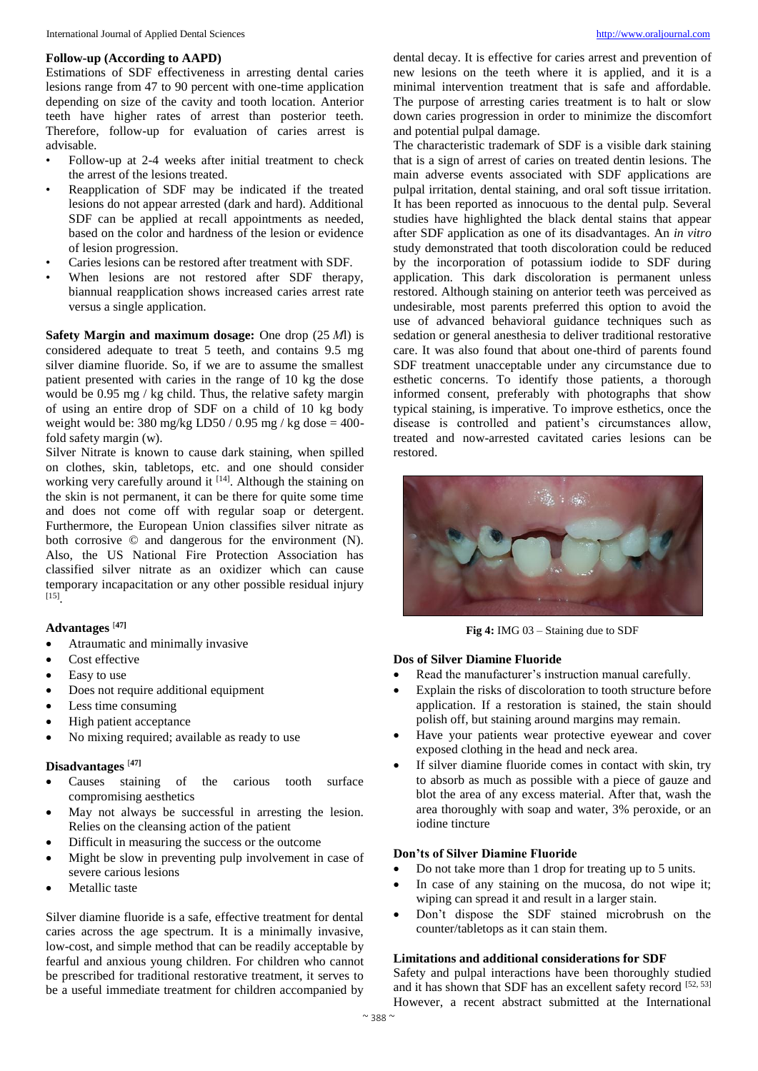**Follow-up (According to AAPD)**

Estimations of SDF effectiveness in arresting dental caries lesions range from 47 to 90 percent with one-time application depending on size of the cavity and tooth location. Anterior teeth have higher rates of arrest than posterior teeth. Therefore, follow-up for evaluation of caries arrest is advisable.

- Follow-up at 2-4 weeks after initial treatment to check the arrest of the lesions treated.
- Reapplication of SDF may be indicated if the treated lesions do not appear arrested (dark and hard). Additional SDF can be applied at recall appointments as needed, based on the color and hardness of the lesion or evidence of lesion progression.
- Caries lesions can be restored after treatment with SDF.
- When lesions are not restored after SDF therapy, biannual reapplication shows increased caries arrest rate versus a single application.

**Safety Margin and maximum dosage:** One drop (25 *M*l) is considered adequate to treat 5 teeth, and contains 9.5 mg silver diamine fluoride. So, if we are to assume the smallest patient presented with caries in the range of 10 kg the dose would be 0.95 mg / kg child. Thus, the relative safety margin of using an entire drop of SDF on a child of 10 kg body weight would be: 380 mg/kg LD50 / 0.95 mg / kg dose = 400-fold safety margin (w).

Silver Nitrate is known to cause dark staining, when spilled on clothes, skin, tabletops, etc. and one should consider working very carefully around it [14]. Although the staining on the skin is not permanent, it can be there for quite some time and does not come off with regular soap or detergent. Furthermore, the European Union classifies silver nitrate as both corrosive © and dangerous for the environment (N). Also, the US National Fire Protection Association has classified silver nitrate as an oxidizer which can cause temporary incapacitation or any other possible residual injury [15].

**Advantages** [47]

- Atraumatic and minimally invasive
- Cost effective
- Easy to use
- Does not require additional equipment
- Less time consuming
- High patient acceptance
- No mixing required; available as ready to use

**Disadvantages** [47]

- Causes staining of the carious tooth surface compromising aesthetics
- May not always be successful in arresting the lesion. Relies on the cleansing action of the patient
- Difficult in measuring the success or the outcome
- Might be slow in preventing pulp involvement in case of severe carious lesions
- Metallic taste

Silver diamine fluoride is a safe, effective treatment for dental caries across the age spectrum. It is a minimally invasive, low-cost, and simple method that can be readily acceptable by fearful and anxious young children. For children who cannot be prescribed for traditional restorative treatment, it serves to be a useful immediate treatment for children accompanied by dental decay. It is effective for caries arrest and prevention of new lesions on the teeth where it is applied, and it is a minimal intervention treatment that is safe and affordable. The purpose of arresting caries treatment is to halt or slow down caries progression in order to minimize the discomfort and potential pulpal damage.

The characteristic trademark of SDF is a visible dark staining that is a sign of arrest of caries on treated dentin lesions. The main adverse events associated with SDF applications are pulpal irritation, dental staining, and oral soft tissue irritation. It has been reported as innocuous to the dental pulp. Several studies have highlighted the black dental stains that appear after SDF application as one of its disadvantages. An *in vitro* study demonstrated that tooth discoloration could be reduced by the incorporation of potassium iodide to SDF during application. This dark discoloration is permanent unless restored. Although staining on anterior teeth was perceived as undesirable, most parents preferred this option to avoid the use of advanced behavioral guidance techniques such as sedation or general anesthesia to deliver traditional restorative care. It was also found that about one-third of parents found SDF treatment unacceptable under any circumstance due to esthetic concerns. To identify those patients, a thorough informed consent, preferably with photographs that show typical staining, is imperative. To improve esthetics, once the disease is controlled and patient's circumstances allow, treated and now-arrested cavitated caries lesions can be restored.

**Fig 4:** IMG 03 – Staining due to SDF

**Dos of Silver Diamine Fluoride**

- Read the manufacturer's instruction manual carefully.
- Explain the risks of discoloration to tooth structure before application. If a restoration is stained, the stain should polish off, but staining around margins may remain.
- Have your patients wear protective eyewear and cover exposed clothing in the head and neck area.
- If silver diamine fluoride comes in contact with skin, try to absorb as much as possible with a piece of gauze and blot the area of any excess material. After that, wash the area thoroughly with soap and water, 3% peroxide, or an iodine tincture

**Don'ts of Silver Diamine Fluoride**

- Do not take more than 1 drop for treating up to 5 units.
- In case of any staining on the mucosa, do not wipe it; wiping can spread it and result in a larger stain.
- Don't dispose the SDF stained microbrush on the counter/tabletops as it can stain them.

**Limitations and additional considerations for SDF**

Safety and pulpal interactions have been thoroughly studied and it has shown that SDF has an excellent safety record [52, 53] However, a recent abstract submitted at the International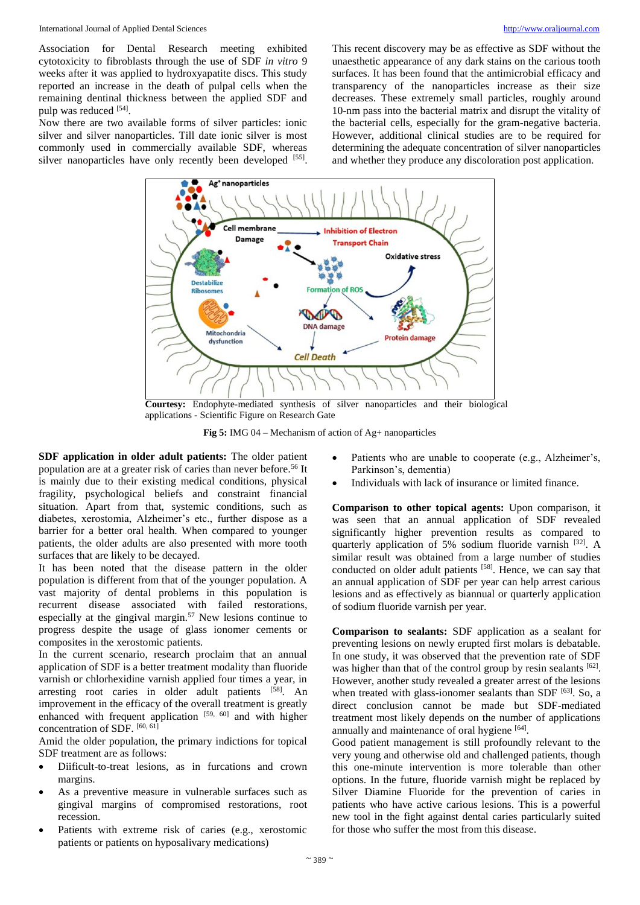Association for Dental Research meeting exhibited cytotoxicity to fibroblasts through the use of SDF *in vitro* 9 weeks after it was applied to hydroxyapatite discs. This study reported an increase in the death of pulpal cells when the remaining dentinal thickness between the applied SDF and pulp was reduced [54].

Now there are two available forms of silver particles: ionic silver and silver nanoparticles. Till date ionic silver is most commonly used in commercially available SDF, whereas silver nanoparticles have only recently been developed [55]. This recent discovery may be as effective as SDF without the unaesthetic appearance of any dark stains on the carious tooth surfaces. It has been found that the antimicrobial efficacy and transparency of the nanoparticles increase as their size decreases. These extremely small particles, roughly around 10-nm pass into the bacterial matrix and disrupt the vitality of the bacterial cells, especially for the gram-negative bacteria. However, additional clinical studies are to be required for determining the adequate concentration of silver nanoparticles and whether they produce any discoloration post application.

**Courtesy:** Endophyte-mediated synthesis of silver nanoparticles and their biological applications - Scientific Figure on Research Gate

**Fig 5:** IMG 04 – Mechanism of action of Ag+ nanoparticles

**SDF application in older adult patients:** The older patient population are at a greater risk of caries than never before.[56] It is mainly due to their existing medical conditions, physical fragility, psychological beliefs and constraint financial situation. Apart from that, systemic conditions, such as diabetes, xerostomia, Alzheimer's etc., further dispose as a barrier for a better oral health. When compared to younger patients, the older adults are also presented with more tooth surfaces that are likely to be decayed.

It has been noted that the disease pattern in the older population is different from that of the younger population. A vast majority of dental problems in this population is recurrent disease associated with failed restorations, especially at the gingival margin.[57] New lesions continue to progress despite the usage of glass ionomer cements or composites in the xerostomic patients.

In the current scenario, research proclaim that an annual application of SDF is a better treatment modality than fluoride varnish or chlorhexidine varnish applied four times a year, in arresting root caries in older adult patients [58]. An improvement in the efficacy of the overall treatment is greatly enhanced with frequent application [59, 60] and with higher concentration of SDF. [60, 61]

Amid the older population, the primary indictions for topical SDF treatment are as follows:

- Diificult-to-treat lesions, as in furcations and crown margins.
- As a preventive measure in vulnerable surfaces such as gingival margins of compromised restorations, root recession.
- Patients with extreme risk of caries (e.g., xerostomic patients or patients on hyposalivary medications)
- Patients who are unable to cooperate (e.g., Alzheimer's, Parkinson's, dementia)
- Individuals with lack of insurance or limited finance.

**Comparison to other topical agents:** Upon comparison, it was seen that an annual application of SDF revealed significantly higher prevention results as compared to quarterly application of 5% sodium fluoride varnish [32]. A similar result was obtained from a large number of studies conducted on older adult patients [58]. Hence, we can say that an annual application of SDF per year can help arrest carious lesions and as effectively as biannual or quarterly application of sodium fluoride varnish per year.

**Comparison to sealants:** SDF application as a sealant for preventing lesions on newly erupted first molars is debatable. In one study, it was observed that the prevention rate of SDF was higher than that of the control group by resin sealants [62]. However, another study revealed a greater arrest of the lesions when treated with glass-ionomer sealants than SDF [63]. So, a direct conclusion cannot be made but SDF-mediated treatment most likely depends on the number of applications annually and maintenance of oral hygiene [64].

Good patient management is still profoundly relevant to the very young and otherwise old and challenged patients, though this one-minute intervention is more tolerable than other options. In the future, fluoride varnish might be replaced by Silver Diamine Fluoride for the prevention of caries in patients who have active carious lesions. This is a powerful new tool in the fight against dental caries particularly suited for those who suffer the most from this disease.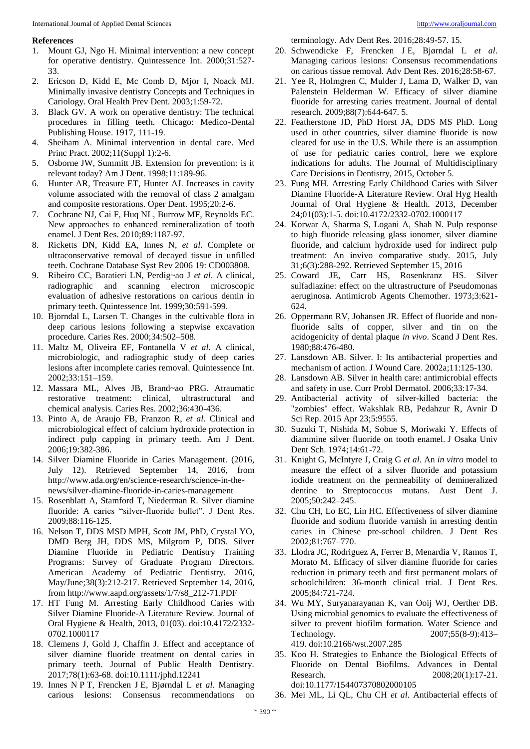**References**

1. Mount GJ, Ngo H. Minimal intervention: a new concept for operative dentistry. Quintessence Int. 2000;31:527-33.
2. Ericson D, Kidd E, Mc Comb D, Mjor I, Noack MJ. Minimally invasive dentistry Concepts and Techniques in Cariology. Oral Health Prev Dent. 2003;1:59-72.
3. Black GV. A work on operative dentistry: The technical procedures in filling teeth. Chicago: Medico-Dental Publishing House. 1917, 111-19.
4. Sheiham A. Minimal intervention in dental care. Med Princ Pract. 2002;11(Suppl 1):2-6.
5. Osborne JW, Summitt JB. Extension for prevention: is it relevant today? Am J Dent. 1998;11:189-96.
6. Hunter AR, Treasure ET, Hunter AJ. Increases in cavity volume associated with the removal of class 2 amalgam and composite restorations. Oper Dent. 1995;20:2-6.
7. Cochrane NJ, Cai F, Huq NL, Burrow MF, Reynolds EC. New approaches to enhanced remineralization of tooth enamel. J Dent Res. 2010;89:1187-97.
8. Ricketts DN, Kidd EA, Innes N, *et al*. Complete or ultraconservative removal of decayed tissue in unfilled teeth. Cochrane Database Syst Rev 2006 19: CD003808.
9. Ribeiro CC, Baratieri LN, Perdig~ao J *et al*. A clinical, radiographic and scanning electron microscopic evaluation of adhesive restorations on carious dentin in primary teeth. Quintessence Int. 1999;30:591-599.
10. Bjorndal L, Larsen T. Changes in the cultivable flora in deep carious lesions following a stepwise excavation procedure. Caries Res. 2000;34:502–508.
11. Maltz M, Oliveira EF, Fontanella V *et al*. A clinical, microbiologic, and radiographic study of deep caries lesions after incomplete caries removal. Quintessence Int. 2002;33:151–159.
12. Massara ML, Alves JB, Brand~ao PRG. Atraumatic restorative treatment: clinical, ultrastructural and chemical analysis. Caries Res. 2002;36:430-436.
13. Pinto A, de Araujo FB, Franzon R, *et al*. Clinical and microbiological effect of calcium hydroxide protection in indirect pulp capping in primary teeth. Am J Dent. 2006;19:382-386.
14. Silver Diamine Fluoride in Caries Management. (2016, July 12). Retrieved September 14, 2016, from http://www.ada.org/en/science-research/science-in-the-news/silver-diamine-fluoride-in-caries-management
15. Rosenblatt A, Stamford T, Niederman R. Silver diamine fluoride: A caries "silver-fluoride bullet". J Dent Res. 2009;88:116-125.
16. Nelson T, DDS MSD MPH, Scott JM, PhD, Crystal YO, DMD Berg JH, DDS MS, Milgrom P, DDS. Silver Diamine Fluoride in Pediatric Dentistry Training Programs: Survey of Graduate Program Directors. American Academy of Pediatric Dentistry. 2016, May/June;38(3):212-217. Retrieved September 14, 2016, from http://www.aapd.org/assets/1/7/s8_212-71.PDF
17. HT Fung M. Arresting Early Childhood Caries with Silver Diamine Fluoride-A Literature Review. Journal of Oral Hygiene & Health, 2013, 01(03). doi:10.4172/2332-0702.1000117
18. Clemens J, Gold J, Chaffin J. Effect and acceptance of silver diamine fluoride treatment on dental caries in primary teeth. Journal of Public Health Dentistry. 2017;78(1):63-68. doi:10.1111/jphd.12241
19. Innes N P T, Frencken J E, Bjørndal L *et al*. Managing carious lesions: Consensus recommendations on terminology. Adv Dent Res. 2016;28:49-57. 15.
20. Schwendicke F, Frencken J E, Bjørndal L *et al*. Managing carious lesions: Consensus recommendations on carious tissue removal. Adv Dent Res. 2016;28:58-67.
21. Yee R, Holmgren C, Mulder J, Lama D, Walker D, van Palenstein Helderman W. Efficacy of silver diamine fluoride for arresting caries treatment. Journal of dental research. 2009;88(7):644-647. 5.
22. Featherstone JD, PhD Horst JA, DDS MS PhD. Long used in other countries, silver diamine fluoride is now cleared for use in the U.S. While there is an assumption of use for pediatric caries control, here we explore indications for adults. The Journal of Multidisciplinary Care Decisions in Dentistry, 2015, October 5.
23. Fung MH. Arresting Early Childhood Caries with Silver Diamine Fluoride-A Literature Review. Oral Hyg Health Journal of Oral Hygiene & Health. 2013, December 24;01(03):1-5. doi:10.4172/2332-0702.1000117
24. Korwar A, Sharma S, Logani A, Shah N. Pulp response to high fluoride releasing glass ionomer, silver diamine fluoride, and calcium hydroxide used for indirect pulp treatment: An invivo comparative study. 2015, July 31;6(3):288-292. Retrieved September 15, 2016
25. Coward JE, Carr HS, Rosenkranz HS. Silver sulfadiazine: effect on the ultrastructure of Pseudomonas aeruginosa. Antimicrob Agents Chemother. 1973;3:621-624.
26. Oppermann RV, Johansen JR. Effect of fluoride and non-fluoride salts of copper, silver and tin on the acidogenicity of dental plaque *in vivo*. Scand J Dent Res. 1980;88:476-480.
27. Lansdown AB. Silver. I: Its antibacterial properties and mechanism of action. J Wound Care. 2002a;11:125-130.
28. Lansdown AB. Silver in health care: antimicrobial effects and safety in use. Curr Probl Dermatol. 2006;33:17-34.
29. Antibacterial activity of silver-killed bacteria: the "zombies" effect. Wakshlak RB, Pedahzur R, Avnir D Sci Rep. 2015 Apr 23;5:9555.
30. Suzuki T, Nishida M, Sobue S, Moriwaki Y. Effects of diammine silver fluoride on tooth enamel. J Osaka Univ Dent Sch. 1974;14:61-72.
31. Knight G, McIntyre J, Craig G *et al*. An *in vitro* model to measure the effect of a silver fluoride and potassium iodide treatment on the permeability of demineralized dentine to Streptococcus mutans. Aust Dent J. 2005;50:242–245.
32. Chu CH, Lo EC, Lin HC. Effectiveness of silver diamine fluoride and sodium fluoride varnish in arresting dentin caries in Chinese pre-school children. J Dent Res 2002;81:767–770.
33. Llodra JC, Rodriguez A, Ferrer B, Menardia V, Ramos T, Morato M. Efficacy of silver diamine fluoride for caries reduction in primary teeth and first permanent molars of schoolchildren: 36-month clinical trial. J Dent Res. 2005;84:721-724.
34. Wu MY, Suryanarayanan K, van Ooij WJ, Oerther DB. Using microbial genomics to evaluate the effectiveness of silver to prevent biofilm formation. Water Science and Technology. 2007;55(8-9):413–419. doi:10.2166/wst.2007.285
35. Koo H. Strategies to Enhance the Biological Effects of Fluoride on Dental Biofilms. Advances in Dental Research. 2008;20(1):17-21. doi:10.1177/154407370802000105
36. Mei ML, Li QL, Chu CH *et al*. Antibacterial effects of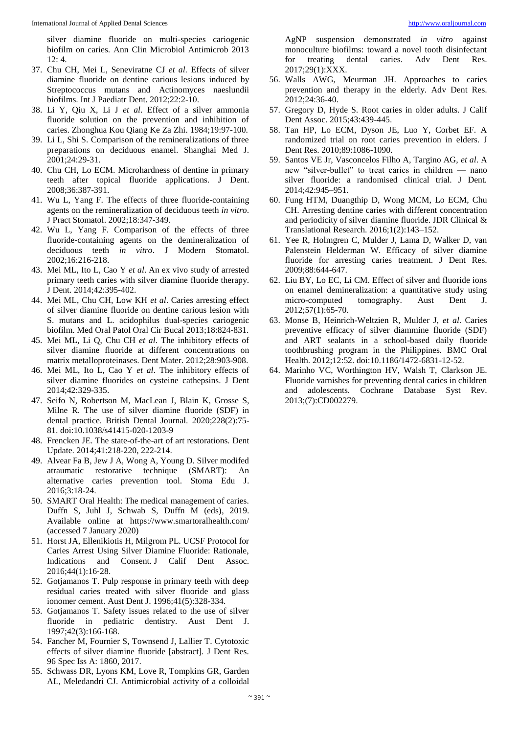silver diamine fluoride on multi-species cariogenic biofilm on caries. Ann Clin Microbiol Antimicrob 2013 12: 4.

37. Chu CH, Mei L, Seneviratne CJ *et al*. Effects of silver diamine fluoride on dentine carious lesions induced by Streptococcus mutans and Actinomyces naeslundii biofilms. Int J Paediatr Dent. 2012;22:2-10.
38. Li Y, Qiu X, Li J *et al*. Effect of a silver ammonia fluoride solution on the prevention and inhibition of caries. Zhonghua Kou Qiang Ke Za Zhi. 1984;19:97-100.
39. Li L, Shi S. Comparison of the remineralizations of three preparations on deciduous enamel. Shanghai Med J. 2001;24:29-31.
40. Chu CH, Lo ECM. Microhardness of dentine in primary teeth after topical fluoride applications. J Dent. 2008;36:387-391.
41. Wu L, Yang F. The effects of three fluoride-containing agents on the remineralization of deciduous teeth *in vitro*. J Pract Stomatol. 2002;18:347-349.
42. Wu L, Yang F. Comparison of the effects of three fluoride-containing agents on the demineralization of deciduous teeth *in vitro*. J Modern Stomatol. 2002;16:216-218.
43. Mei ML, Ito L, Cao Y *et al*. An ex vivo study of arrested primary teeth caries with silver diamine fluoride therapy. J Dent. 2014;42:395-402.
44. Mei ML, Chu CH, Low KH *et al*. Caries arresting effect of silver diamine fluoride on dentine carious lesion with S. mutans and L. acidophilus dual-species cariogenic biofilm. Med Oral Patol Oral Cir Bucal 2013;18:824-831.
45. Mei ML, Li Q, Chu CH *et al*. The inhibitory effects of silver diamine fluoride at different concentrations on matrix metalloproteinases. Dent Mater. 2012;28:903-908.
46. Mei ML, Ito L, Cao Y *et al*. The inhibitory effects of silver diamine fluorides on cysteine cathepsins. J Dent 2014;42:329-335.
47. Seifo N, Robertson M, MacLean J, Blain K, Grosse S, Milne R. The use of silver diamine fluoride (SDF) in dental practice. British Dental Journal. 2020;228(2):75-81. doi:10.1038/s41415-020-1203-9
48. Frencken JE. The state-of-the-art of art restorations. Dent Update. 2014;41:218-220, 222-214.
49. Alvear Fa B, Jew J A, Wong A, Young D. Silver modifed atraumatic restorative technique (SMART): An alternative caries prevention tool. Stoma Edu J. 2016;3:18-24.
50. SMART Oral Health: The medical management of caries. Duffn S, Juhl J, Schwab S, Duffn M (eds), 2019. Available online at https://www.smartoralhealth.com/ (accessed 7 January 2020)
51. Horst JA, Ellenikiotis H, Milgrom PL. UCSF Protocol for Caries Arrest Using Silver Diamine Fluoride: Rationale, Indications and Consent. J Calif Dent Assoc. 2016;44(1):16-28.
52. Gotjamanos T. Pulp response in primary teeth with deep residual caries treated with silver fluoride and glass ionomer cement. Aust Dent J. 1996;41(5):328-334.
53. Gotjamanos T. Safety issues related to the use of silver fluoride in pediatric dentistry. Aust Dent J. 1997;42(3):166-168.
54. Fancher M, Fournier S, Townsend J, Lallier T. Cytotoxic effects of silver diamine fluoride [abstract]. J Dent Res. 96 Spec Iss A: 1860, 2017.
55. Schwass DR, Lyons KM, Love R, Tompkins GR, Garden AL, Meledandri CJ. Antimicrobial activity of a colloidal AgNP suspension demonstrated *in vitro* against monoculture biofilms: toward a novel tooth disinfectant for treating dental caries. Adv Dent Res. 2017;29(1):XXX.
56. Walls AWG, Meurman JH. Approaches to caries prevention and therapy in the elderly. Adv Dent Res. 2012;24:36-40.
57. Gregory D, Hyde S. Root caries in older adults. J Calif Dent Assoc. 2015;43:439-445.
58. Tan HP, Lo ECM, Dyson JE, Luo Y, Corbet EF. A randomized trial on root caries prevention in elders. J Dent Res. 2010;89:1086-1090.
59. Santos VE Jr, Vasconcelos Filho A, Targino AG, *et al*. A new "silver-bullet" to treat caries in children — nano silver fluoride: a randomised clinical trial. J Dent. 2014;42:945–951.
60. Fung HTM, Duangthip D, Wong MCM, Lo ECM, Chu CH. Arresting dentine caries with different concentration and periodicity of silver diamine fluoride. JDR Clinical & Translational Research. 2016;1(2):143–152.
61. Yee R, Holmgren C, Mulder J, Lama D, Walker D, van Palenstein Helderman W. Efficacy of silver diamine fluoride for arresting caries treatment. J Dent Res. 2009;88:644-647.
62. Liu BY, Lo EC, Li CM. Effect of silver and fluoride ions on enamel demineralization: a quantitative study using micro-computed tomography. Aust Dent J. 2012;57(1):65-70.
63. Monse B, Heinrich-Weltzien R, Mulder J, *et al*. Caries preventive efficacy of silver diammine fluoride (SDF) and ART sealants in a school-based daily fluoride toothbrushing program in the Philippines. BMC Oral Health. 2012;12:52. doi:10.1186/1472-6831-12-52.
64. Marinho VC, Worthington HV, Walsh T, Clarkson JE. Fluoride varnishes for preventing dental caries in children and adolescents. Cochrane Database Syst Rev. 2013;(7):CD002279.